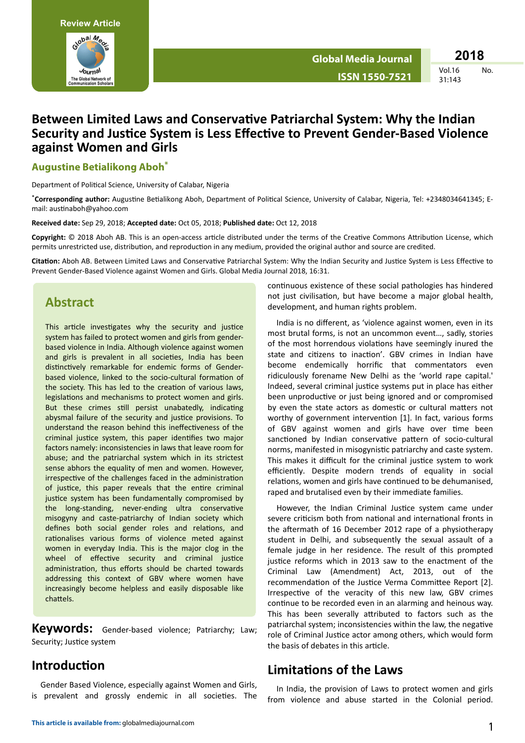Review Article

# Between Limited Laws and Conservative Patriarchal System: Why the Indian Security and Justice System is Less Effective to Prevent Gender-Based Violence against Women and Girls

## Augustine Betialikong Aboh*

Department of Political Science, University of Calabar, Nigeria

***Corresponding author:** Augustine Betialikong Aboh, Department of Political Science, University of Calabar, Nigeria, Tel: +2348034641345; E-mail: austinaboh@yahoo.com

**Received date:** Sep 29, 2018; **Accepted date:** Oct 05, 2018; **Published date:** Oct 12, 2018

**Copyright:** © 2018 Aboh AB. This is an open-access article distributed under the terms of the Creative Commons Attribution License, which permits unrestricted use, distribution, and reproduction in any medium, provided the original author and source are credited.

**Citation:** Aboh AB. Between Limited Laws and Conservative Patriarchal System: Why the Indian Security and Justice System is Less Effective to Prevent Gender-Based Violence against Women and Girls. Global Media Journal 2018, 16:31.

## Abstract

This article investigates why the security and justice system has failed to protect women and girls from gender-based violence in India. Although violence against women and girls is prevalent in all societies, India has been distinctively remarkable for endemic forms of Gender-based violence, linked to the socio-cultural formation of the society. This has led to the creation of various laws, legislations and mechanisms to protect women and girls. But these crimes still persist unabatedly, indicating abysmal failure of the security and justice provisions. To understand the reason behind this ineffectiveness of the criminal justice system, this paper identifies two major factors namely: inconsistencies in laws that leave room for abuse; and the patriarchal system which in its strictest sense abhors the equality of men and women. However, irrespective of the challenges faced in the administration of justice, this paper reveals that the entire criminal justice system has been fundamentally compromised by the long-standing, never-ending ultra conservative misogyny and caste-patriarchy of Indian society which defines both social gender roles and relations, and rationalises various forms of violence meted against women in everyday India. This is the major clog in the wheel of effective security and criminal justice administration, thus efforts should be charted towards addressing this context of GBV where women have increasingly become helpless and easily disposable like chattels.

**Keywords:** Gender-based violence; Patriarchy; Law; Security; Justice system

## Introduction

Gender Based Violence, especially against Women and Girls, is prevalent and grossly endemic in all societies. The continuous existence of these social pathologies has hindered not just civilisation, but have become a major global health, development, and human rights problem.

India is no different, as 'violence against women, even in its most brutal forms, is not an uncommon event…, sadly, stories of the most horrendous violations have seemingly inured the state and citizens to inaction'. GBV crimes in Indian have become endemically horrific that commentators even ridiculously forename New Delhi as the 'world rape capital.' Indeed, several criminal justice systems put in place has either been unproductive or just being ignored and or compromised by even the state actors as domestic or cultural matters not worthy of government intervention [1]. In fact, various forms of GBV against women and girls have over time been sanctioned by Indian conservative pattern of socio-cultural norms, manifested in misogynistic patriarchy and caste system. This makes it difficult for the criminal justice system to work efficiently. Despite modern trends of equality in social relations, women and girls have continued to be dehumanised, raped and brutalised even by their immediate families.

However, the Indian Criminal Justice system came under severe criticism both from national and international fronts in the aftermath of 16 December 2012 rape of a physiotherapy student in Delhi, and subsequently the sexual assault of a female judge in her residence. The result of this prompted justice reforms which in 2013 saw to the enactment of the Criminal Law (Amendment) Act, 2013, out of the recommendation of the Justice Verma Committee Report [2]. Irrespective of the veracity of this new law, GBV crimes continue to be recorded even in an alarming and heinous way. This has been severally attributed to factors such as the patriarchal system; inconsistencies within the law, the negative role of Criminal Justice actor among others, which would form the basis of debates in this article.

## Limitations of the Laws

In India, the provision of Laws to protect women and girls from violence and abuse started in the Colonial period.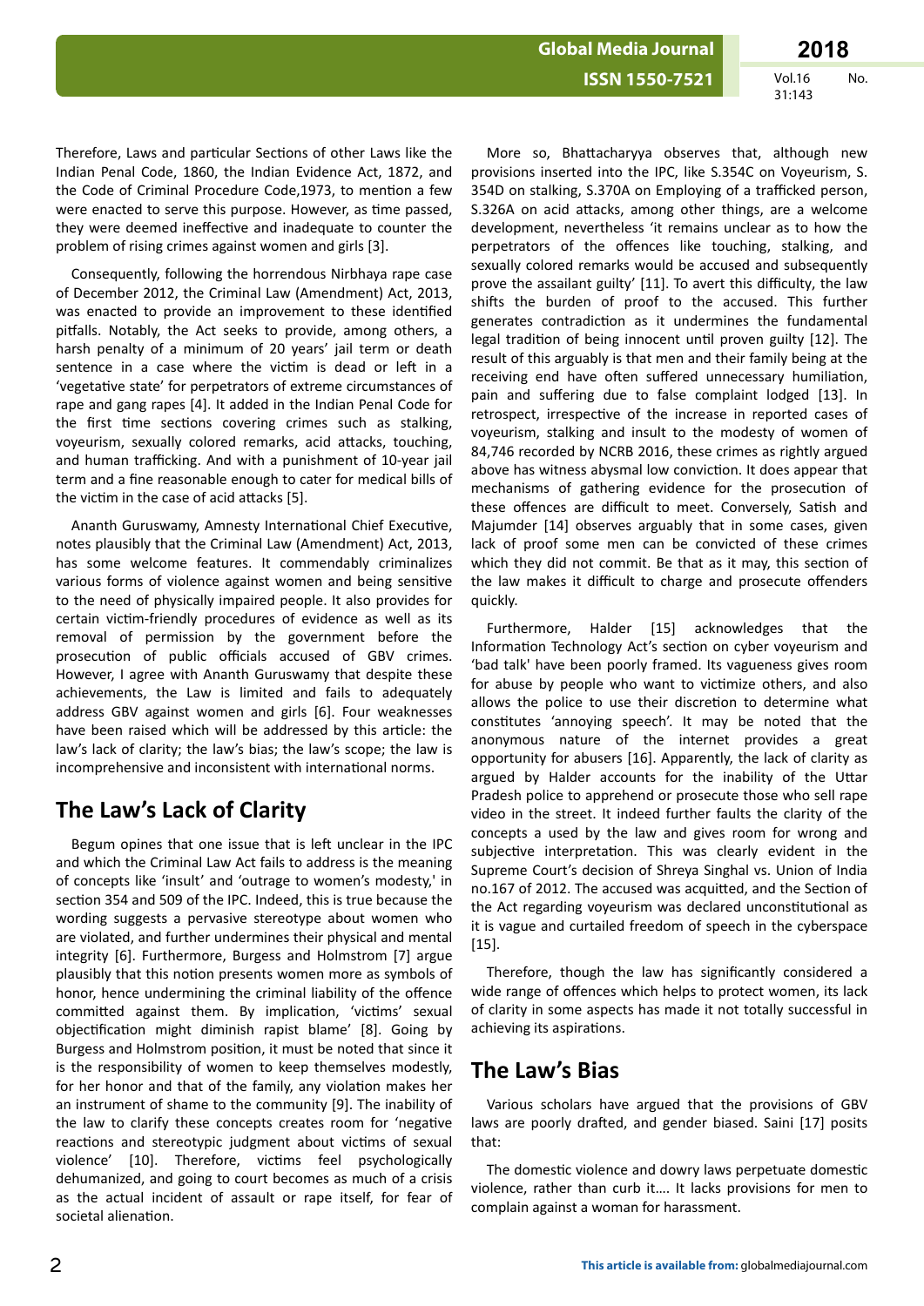Therefore, Laws and particular Sections of other Laws like the Indian Penal Code, 1860, the Indian Evidence Act, 1872, and the Code of Criminal Procedure Code,1973, to mention a few were enacted to serve this purpose. However, as time passed, they were deemed ineffective and inadequate to counter the problem of rising crimes against women and girls [3].

Consequently, following the horrendous Nirbhaya rape case of December 2012, the Criminal Law (Amendment) Act, 2013, was enacted to provide an improvement to these identified pitfalls. Notably, the Act seeks to provide, among others, a harsh penalty of a minimum of 20 years' jail term or death sentence in a case where the victim is dead or left in a 'vegetative state' for perpetrators of extreme circumstances of rape and gang rapes [4]. It added in the Indian Penal Code for the first time sections covering crimes such as stalking, voyeurism, sexually colored remarks, acid attacks, touching, and human trafficking. And with a punishment of 10-year jail term and a fine reasonable enough to cater for medical bills of the victim in the case of acid attacks [5].

Ananth Guruswamy, Amnesty International Chief Executive, notes plausibly that the Criminal Law (Amendment) Act, 2013, has some welcome features. It commendably criminalizes various forms of violence against women and being sensitive to the need of physically impaired people. It also provides for certain victim-friendly procedures of evidence as well as its removal of permission by the government before the prosecution of public officials accused of GBV crimes. However, I agree with Ananth Guruswamy that despite these achievements, the Law is limited and fails to adequately address GBV against women and girls [6]. Four weaknesses have been raised which will be addressed by this article: the law's lack of clarity; the law's bias; the law's scope; the law is incomprehensive and inconsistent with international norms.

## The Law's Lack of Clarity

Begum opines that one issue that is left unclear in the IPC and which the Criminal Law Act fails to address is the meaning of concepts like 'insult' and 'outrage to women's modesty,' in section 354 and 509 of the IPC. Indeed, this is true because the wording suggests a pervasive stereotype about women who are violated, and further undermines their physical and mental integrity [6]. Furthermore, Burgess and Holmstrom [7] argue plausibly that this notion presents women more as symbols of honor, hence undermining the criminal liability of the offence committed against them. By implication, 'victims' sexual objectification might diminish rapist blame' [8]. Going by Burgess and Holmstrom position, it must be noted that since it is the responsibility of women to keep themselves modestly, for her honor and that of the family, any violation makes her an instrument of shame to the community [9]. The inability of the law to clarify these concepts creates room for 'negative reactions and stereotypic judgment about victims of sexual violence' [10]. Therefore, victims feel psychologically dehumanized, and going to court becomes as much of a crisis as the actual incident of assault or rape itself, for fear of societal alienation.

More so, Bhattacharyya observes that, although new provisions inserted into the IPC, like S.354C on Voyeurism, S. 354D on stalking, S.370A on Employing of a trafficked person, S.326A on acid attacks, among other things, are a welcome development, nevertheless 'it remains unclear as to how the perpetrators of the offences like touching, stalking, and sexually colored remarks would be accused and subsequently prove the assailant guilty' [11]. To avert this difficulty, the law shifts the burden of proof to the accused. This further generates contradiction as it undermines the fundamental legal tradition of being innocent until proven guilty [12]. The result of this arguably is that men and their family being at the receiving end have often suffered unnecessary humiliation, pain and suffering due to false complaint lodged [13]. In retrospect, irrespective of the increase in reported cases of voyeurism, stalking and insult to the modesty of women of 84,746 recorded by NCRB 2016, these crimes as rightly argued above has witness abysmal low conviction. It does appear that mechanisms of gathering evidence for the prosecution of these offences are difficult to meet. Conversely, Satish and Majumder [14] observes arguably that in some cases, given lack of proof some men can be convicted of these crimes which they did not commit. Be that as it may, this section of the law makes it difficult to charge and prosecute offenders quickly.

Furthermore, Halder [15] acknowledges that the Information Technology Act's section on cyber voyeurism and 'bad talk' have been poorly framed. Its vagueness gives room for abuse by people who want to victimize others, and also allows the police to use their discretion to determine what constitutes 'annoying speech'. It may be noted that the anonymous nature of the internet provides a great opportunity for abusers [16]. Apparently, the lack of clarity as argued by Halder accounts for the inability of the Uttar Pradesh police to apprehend or prosecute those who sell rape video in the street. It indeed further faults the clarity of the concepts a used by the law and gives room for wrong and subjective interpretation. This was clearly evident in the Supreme Court's decision of Shreya Singhal vs. Union of India no.167 of 2012. The accused was acquitted, and the Section of the Act regarding voyeurism was declared unconstitutional as it is vague and curtailed freedom of speech in the cyberspace [15].

Therefore, though the law has significantly considered a wide range of offences which helps to protect women, its lack of clarity in some aspects has made it not totally successful in achieving its aspirations.

## The Law's Bias

Various scholars have argued that the provisions of GBV laws are poorly drafted, and gender biased. Saini [17] posits that:

The domestic violence and dowry laws perpetuate domestic violence, rather than curb it.... It lacks provisions for men to complain against a woman for harassment.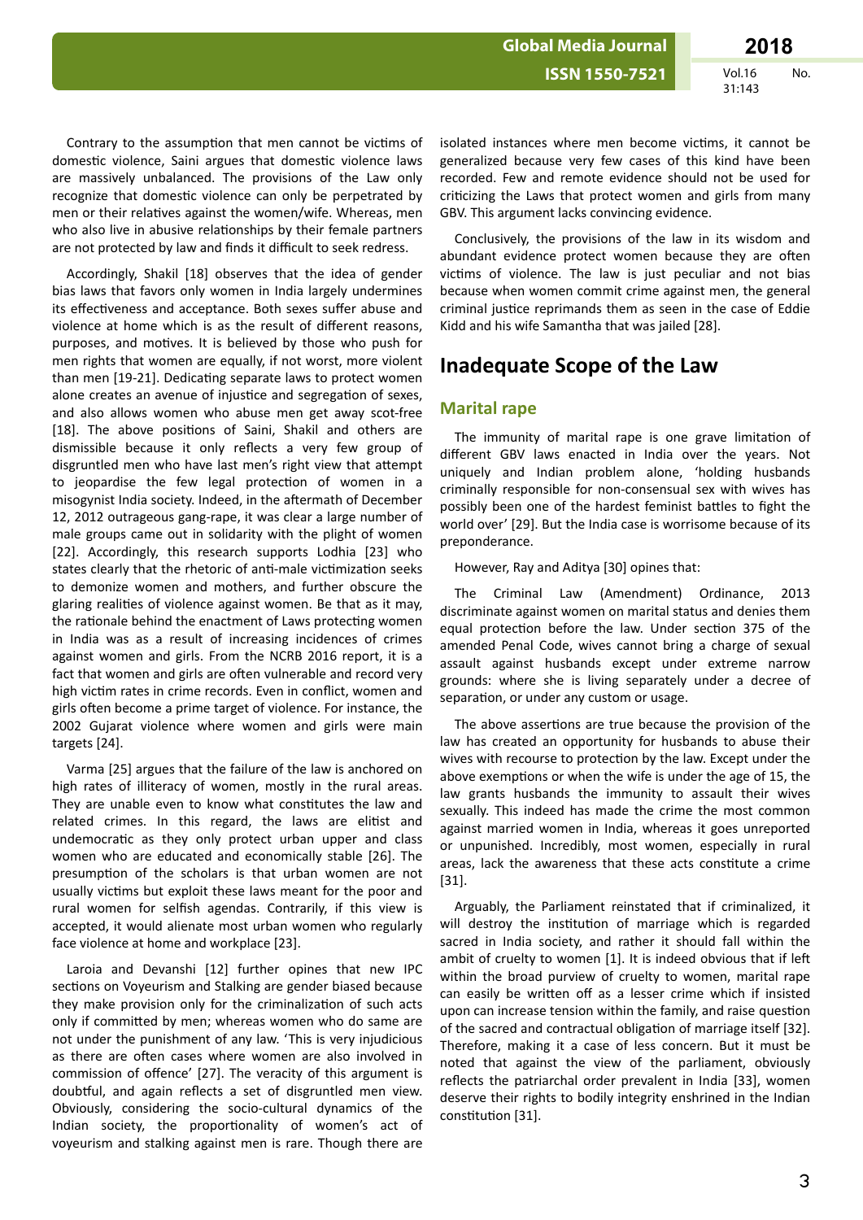Contrary to the assumption that men cannot be victims of domestic violence, Saini argues that domestic violence laws are massively unbalanced. The provisions of the Law only recognize that domestic violence can only be perpetrated by men or their relatives against the women/wife. Whereas, men who also live in abusive relationships by their female partners are not protected by law and finds it difficult to seek redress.

Accordingly, Shakil [18] observes that the idea of gender bias laws that favors only women in India largely undermines its effectiveness and acceptance. Both sexes suffer abuse and violence at home which is as the result of different reasons, purposes, and motives. It is believed by those who push for men rights that women are equally, if not worst, more violent than men [19-21]. Dedicating separate laws to protect women alone creates an avenue of injustice and segregation of sexes, and also allows women who abuse men get away scot-free [18]. The above positions of Saini, Shakil and others are dismissible because it only reflects a very few group of disgruntled men who have last men's right view that attempt to jeopardise the few legal protection of women in a misogynist India society. Indeed, in the aftermath of December 12, 2012 outrageous gang-rape, it was clear a large number of male groups came out in solidarity with the plight of women [22]. Accordingly, this research supports Lodhia [23] who states clearly that the rhetoric of anti-male victimization seeks to demonize women and mothers, and further obscure the glaring realities of violence against women. Be that as it may, the rationale behind the enactment of Laws protecting women in India was as a result of increasing incidences of crimes against women and girls. From the NCRB 2016 report, it is a fact that women and girls are often vulnerable and record very high victim rates in crime records. Even in conflict, women and girls often become a prime target of violence. For instance, the 2002 Gujarat violence where women and girls were main targets [24].

Varma [25] argues that the failure of the law is anchored on high rates of illiteracy of women, mostly in the rural areas. They are unable even to know what constitutes the law and related crimes. In this regard, the laws are elitist and undemocratic as they only protect urban upper and class women who are educated and economically stable [26]. The presumption of the scholars is that urban women are not usually victims but exploit these laws meant for the poor and rural women for selfish agendas. Contrarily, if this view is accepted, it would alienate most urban women who regularly face violence at home and workplace [23].

Laroia and Devanshi [12] further opines that new IPC sections on Voyeurism and Stalking are gender biased because they make provision only for the criminalization of such acts only if committed by men; whereas women who do same are not under the punishment of any law. 'This is very injudicious as there are often cases where women are also involved in commission of offence' [27]. The veracity of this argument is doubtful, and again reflects a set of disgruntled men view. Obviously, considering the socio-cultural dynamics of the Indian society, the proportionality of women's act of voyeurism and stalking against men is rare. Though there are isolated instances where men become victims, it cannot be generalized because very few cases of this kind have been recorded. Few and remote evidence should not be used for criticizing the Laws that protect women and girls from many GBV. This argument lacks convincing evidence.

Conclusively, the provisions of the law in its wisdom and abundant evidence protect women because they are often victims of violence. The law is just peculiar and not bias because when women commit crime against men, the general criminal justice reprimands them as seen in the case of Eddie Kidd and his wife Samantha that was jailed [28].

## Inadequate Scope of the Law

### Marital rape

The immunity of marital rape is one grave limitation of different GBV laws enacted in India over the years. Not uniquely and Indian problem alone, 'holding husbands criminally responsible for non-consensual sex with wives has possibly been one of the hardest feminist battles to fight the world over' [29]. But the India case is worrisome because of its preponderance.

However, Ray and Aditya [30] opines that:

The Criminal Law (Amendment) Ordinance, 2013 discriminate against women on marital status and denies them equal protection before the law. Under section 375 of the amended Penal Code, wives cannot bring a charge of sexual assault against husbands except under extreme narrow grounds: where she is living separately under a decree of separation, or under any custom or usage.

The above assertions are true because the provision of the law has created an opportunity for husbands to abuse their wives with recourse to protection by the law. Except under the above exemptions or when the wife is under the age of 15, the law grants husbands the immunity to assault their wives sexually. This indeed has made the crime the most common against married women in India, whereas it goes unreported or unpunished. Incredibly, most women, especially in rural areas, lack the awareness that these acts constitute a crime [31].

Arguably, the Parliament reinstated that if criminalized, it will destroy the institution of marriage which is regarded sacred in India society, and rather it should fall within the ambit of cruelty to women [1]. It is indeed obvious that if left within the broad purview of cruelty to women, marital rape can easily be written off as a lesser crime which if insisted upon can increase tension within the family, and raise question of the sacred and contractual obligation of marriage itself [32]. Therefore, making it a case of less concern. But it must be noted that against the view of the parliament, obviously reflects the patriarchal order prevalent in India [33], women deserve their rights to bodily integrity enshrined in the Indian constitution [31].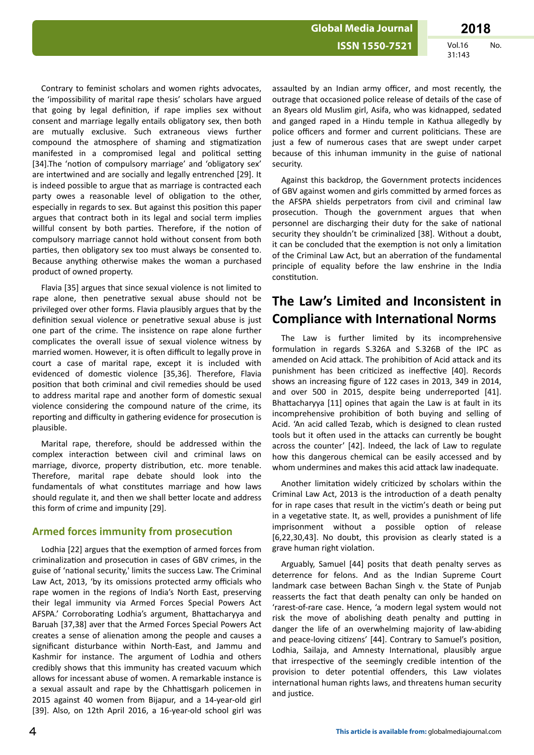Contrary to feminist scholars and women rights advocates, the 'impossibility of marital rape thesis' scholars have argued that going by legal definition, if rape implies sex without consent and marriage legally entails obligatory sex, then both are mutually exclusive. Such extraneous views further compound the atmosphere of shaming and stigmatization manifested in a compromised legal and political setting [34].The 'notion of compulsory marriage' and 'obligatory sex' are intertwined and are socially and legally entrenched [29]. It is indeed possible to argue that as marriage is contracted each party owes a reasonable level of obligation to the other, especially in regards to sex. But against this position this paper argues that contract both in its legal and social term implies willful consent by both parties. Therefore, if the notion of compulsory marriage cannot hold without consent from both parties, then obligatory sex too must always be consented to. Because anything otherwise makes the woman a purchased product of owned property.

Flavia [35] argues that since sexual violence is not limited to rape alone, then penetrative sexual abuse should not be privileged over other forms. Flavia plausibly argues that by the definition sexual violence or penetrative sexual abuse is just one part of the crime. The insistence on rape alone further complicates the overall issue of sexual violence witness by married women. However, it is often difficult to legally prove in court a case of marital rape, except it is included with evidenced of domestic violence [35,36]. Therefore, Flavia position that both criminal and civil remedies should be used to address marital rape and another form of domestic sexual violence considering the compound nature of the crime, its reporting and difficulty in gathering evidence for prosecution is plausible.

Marital rape, therefore, should be addressed within the complex interaction between civil and criminal laws on marriage, divorce, property distribution, etc. more tenable. Therefore, marital rape debate should look into the fundamentals of what constitutes marriage and how laws should regulate it, and then we shall better locate and address this form of crime and impunity [29].

### Armed forces immunity from prosecution

Lodhia [22] argues that the exemption of armed forces from criminalization and prosecution in cases of GBV crimes, in the guise of 'national security,' limits the success Law. The Criminal Law Act, 2013, 'by its omissions protected army officials who rape women in the regions of India's North East, preserving their legal immunity via Armed Forces Special Powers Act AFSPA.' Corroborating Lodhia's argument, Bhattacharyya and Baruah [37,38] aver that the Armed Forces Special Powers Act creates a sense of alienation among the people and causes a significant disturbance within North-East, and Jammu and Kashmir for instance. The argument of Lodhia and others credibly shows that this immunity has created vacuum which allows for incessant abuse of women. A remarkable instance is a sexual assault and rape by the Chhattisgarh policemen in 2015 against 40 women from Bijapur, and a 14-year-old girl [39]. Also, on 12th April 2016, a 16-year-old school girl was assaulted by an Indian army officer, and most recently, the outrage that occasioned police release of details of the case of an 8years old Muslim girl, Asifa, who was kidnapped, sedated and ganged raped in a Hindu temple in Kathua allegedly by police officers and current politicians. These are just a few of numerous cases that are swept under carpet because of this inhuman immunity in the guise of national security.

Against this backdrop, the Government protects incidences of GBV against women and girls committed by armed forces as the AFSPA shields perpetrators from civil and criminal law prosecution. Though the government argues that when personnel are discharging their duty for the sake of national security they shouldn't be criminalized [38]. Without a doubt, it can be concluded that the exemption is not only a limitation of the Criminal Law Act, but an aberration of the fundamental principle of equality before the law enshrine in the India constitution.

## The Law's Limited and Inconsistent in Compliance with International Norms

The Law is further limited by its incomprehensive formulation in regards S.326A and S.326B of the IPC as amended on Acid attack. The prohibition of Acid attack and its punishment has been criticized as ineffective [40]. Records shows an increasing figure of 122 cases in 2013, 349 in 2014, and over 500 in 2015, despite being underreported [41]. Bhattacharyya [11] opines that again the Law is at fault in its incomprehensive prohibition of both buying and selling of Acid. 'An acid called Tezab, which is designed to clean rusted tools but it often used in the attacks can currently be bought across the counter' [42]. Indeed, the lack of Law to regulate how this dangerous chemical can be easily accessed and by whom undermines and makes this acid attack law inadequate.

Another limitation widely criticized by scholars within the Criminal Law Act, 2013 is the introduction of a death penalty for in rape cases that result in the victim's death or being put in a vegetative state. It, as well, provides a punishment of life imprisonment without a possible option of release [6,22,30,43]. No doubt, this provision as clearly stated is a grave human right violation.

Arguably, Samuel [44] posits that death penalty serves as deterrence for felons. And as the Indian Supreme Court landmark case between Bachan Singh v. the State of Punjab reasserts the fact that death penalty can only be handed on 'rarest-of-rare case. Hence, 'a modern legal system would not risk the move of abolishing death penalty and putting in danger the life of an overwhelming majority of law-abiding and peace-loving citizens' [44]. Contrary to Samuel's position, Lodhia, Sailaja, and Amnesty International, plausibly argue that irrespective of the seemingly credible intention of the provision to deter potential offenders, this Law violates international human rights laws, and threatens human security and justice.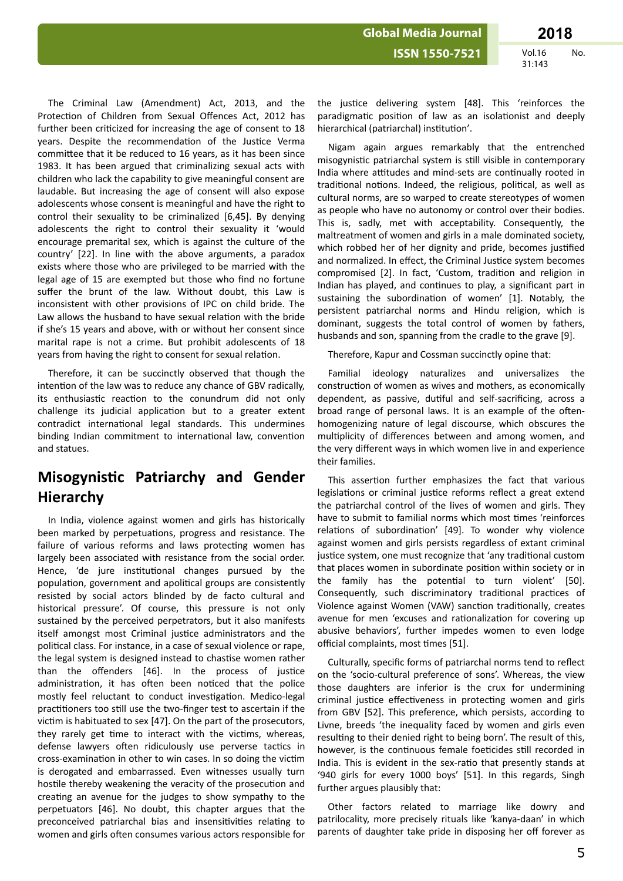The Criminal Law (Amendment) Act, 2013, and the Protection of Children from Sexual Offences Act, 2012 has further been criticized for increasing the age of consent to 18 years. Despite the recommendation of the Justice Verma committee that it be reduced to 16 years, as it has been since 1983. It has been argued that criminalizing sexual acts with children who lack the capability to give meaningful consent are laudable. But increasing the age of consent will also expose adolescents whose consent is meaningful and have the right to control their sexuality to be criminalized [6,45]. By denying adolescents the right to control their sexuality it 'would encourage premarital sex, which is against the culture of the country' [22]. In line with the above arguments, a paradox exists where those who are privileged to be married with the legal age of 15 are exempted but those who find no fortune suffer the brunt of the law. Without doubt, this Law is inconsistent with other provisions of IPC on child bride. The Law allows the husband to have sexual relation with the bride if she's 15 years and above, with or without her consent since marital rape is not a crime. But prohibit adolescents of 18 years from having the right to consent for sexual relation.

Therefore, it can be succinctly observed that though the intention of the law was to reduce any chance of GBV radically, its enthusiastic reaction to the conundrum did not only challenge its judicial application but to a greater extent contradict international legal standards. This undermines binding Indian commitment to international law, convention and statues.

## Misogynistic Patriarchy and Gender Hierarchy

In India, violence against women and girls has historically been marked by perpetuations, progress and resistance. The failure of various reforms and laws protecting women has largely been associated with resistance from the social order. Hence, 'de jure institutional changes pursued by the population, government and apolitical groups are consistently resisted by social actors blinded by de facto cultural and historical pressure'. Of course, this pressure is not only sustained by the perceived perpetrators, but it also manifests itself amongst most Criminal justice administrators and the political class. For instance, in a case of sexual violence or rape, the legal system is designed instead to chastise women rather than the offenders [46]. In the process of justice administration, it has often been noticed that the police mostly feel reluctant to conduct investigation. Medico-legal practitioners too still use the two-finger test to ascertain if the victim is habituated to sex [47]. On the part of the prosecutors, they rarely get time to interact with the victims, whereas, defense lawyers often ridiculously use perverse tactics in cross-examination in order to win cases. In so doing the victim is derogated and embarrassed. Even witnesses usually turn hostile thereby weakening the veracity of the prosecution and creating an avenue for the judges to show sympathy to the perpetuators [46]. No doubt, this chapter argues that the preconceived patriarchal bias and insensitivities relating to women and girls often consumes various actors responsible for the justice delivering system [48]. This 'reinforces the paradigmatic position of law as an isolationist and deeply hierarchical (patriarchal) institution'.

Nigam again argues remarkably that the entrenched misogynistic patriarchal system is still visible in contemporary India where attitudes and mind-sets are continually rooted in traditional notions. Indeed, the religious, political, as well as cultural norms, are so warped to create stereotypes of women as people who have no autonomy or control over their bodies. This is, sadly, met with acceptability. Consequently, the maltreatment of women and girls in a male dominated society, which robbed her of her dignity and pride, becomes justified and normalized. In effect, the Criminal Justice system becomes compromised [2]. In fact, 'Custom, tradition and religion in Indian has played, and continues to play, a significant part in sustaining the subordination of women' [1]. Notably, the persistent patriarchal norms and Hindu religion, which is dominant, suggests the total control of women by fathers, husbands and son, spanning from the cradle to the grave [9].

Therefore, Kapur and Cossman succinctly opine that:

Familial ideology naturalizes and universalizes the construction of women as wives and mothers, as economically dependent, as passive, dutiful and self-sacrificing, across a broad range of personal laws. It is an example of the often-homogenizing nature of legal discourse, which obscures the multiplicity of differences between and among women, and the very different ways in which women live in and experience their families.

This assertion further emphasizes the fact that various legislations or criminal justice reforms reflect a great extend the patriarchal control of the lives of women and girls. They have to submit to familial norms which most times 'reinforces relations of subordination' [49]. To wonder why violence against women and girls persists regardless of extant criminal justice system, one must recognize that 'any traditional custom that places women in subordinate position within society or in the family has the potential to turn violent' [50]. Consequently, such discriminatory traditional practices of Violence against Women (VAW) sanction traditionally, creates avenue for men 'excuses and rationalization for covering up abusive behaviors', further impedes women to even lodge official complaints, most times [51].

Culturally, specific forms of patriarchal norms tend to reflect on the 'socio-cultural preference of sons'. Whereas, the view those daughters are inferior is the crux for undermining criminal justice effectiveness in protecting women and girls from GBV [52]. This preference, which persists, according to Livne, breeds 'the inequality faced by women and girls even resulting to their denied right to being born'. The result of this, however, is the continuous female foeticides still recorded in India. This is evident in the sex-ratio that presently stands at '940 girls for every 1000 boys' [51]. In this regards, Singh further argues plausibly that:

Other factors related to marriage like dowry and patrilocality, more precisely rituals like 'kanya-daan' in which parents of daughter take pride in disposing her off forever as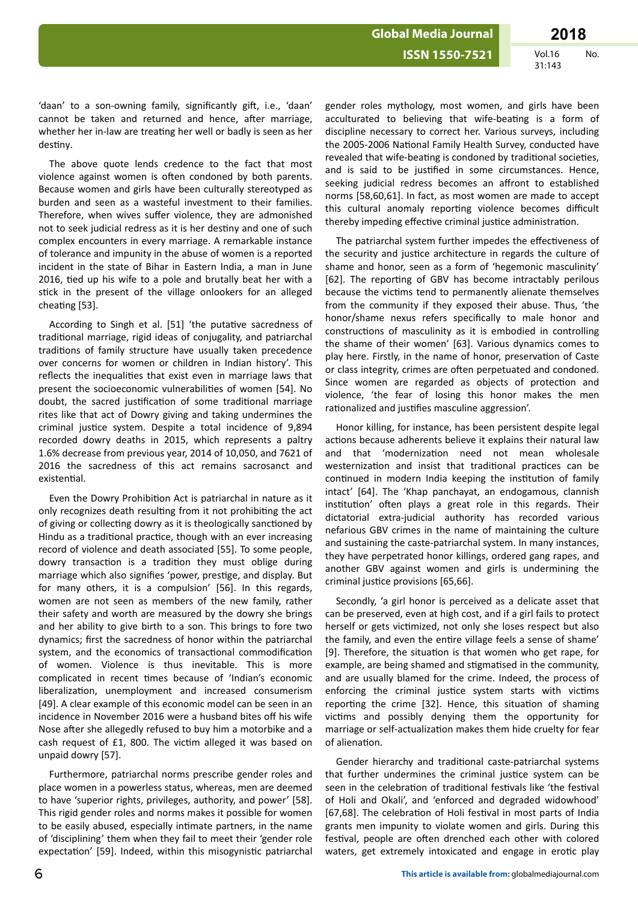'daan' to a son-owning family, significantly gift, i.e., 'daan' cannot be taken and returned and hence, after marriage, whether her in-law are treating her well or badly is seen as her destiny.

The above quote lends credence to the fact that most violence against women is often condoned by both parents. Because women and girls have been culturally stereotyped as burden and seen as a wasteful investment to their families. Therefore, when wives suffer violence, they are admonished not to seek judicial redress as it is her destiny and one of such complex encounters in every marriage. A remarkable instance of tolerance and impunity in the abuse of women is a reported incident in the state of Bihar in Eastern India, a man in June 2016, tied up his wife to a pole and brutally beat her with a stick in the present of the village onlookers for an alleged cheating [53].

According to Singh et al. [51] 'the putative sacredness of traditional marriage, rigid ideas of conjugality, and patriarchal traditions of family structure have usually taken precedence over concerns for women or children in Indian history'. This reflects the inequalities that exist even in marriage laws that present the socioeconomic vulnerabilities of women [54]. No doubt, the sacred justification of some traditional marriage rites like that act of Dowry giving and taking undermines the criminal justice system. Despite a total incidence of 9,894 recorded dowry deaths in 2015, which represents a paltry 1.6% decrease from previous year, 2014 of 10,050, and 7621 of 2016 the sacredness of this act remains sacrosanct and existential.

Even the Dowry Prohibition Act is patriarchal in nature as it only recognizes death resulting from it not prohibiting the act of giving or collecting dowry as it is theologically sanctioned by Hindu as a traditional practice, though with an ever increasing record of violence and death associated [55]. To some people, dowry transaction is a tradition they must oblige during marriage which also signifies 'power, prestige, and display. But for many others, it is a compulsion' [56]. In this regards, women are not seen as members of the new family, rather their safety and worth are measured by the dowry she brings and her ability to give birth to a son. This brings to fore two dynamics; first the sacredness of honor within the patriarchal system, and the economics of transactional commodification of women. Violence is thus inevitable. This is more complicated in recent times because of 'Indian's economic liberalization, unemployment and increased consumerism [49]. A clear example of this economic model can be seen in an incidence in November 2016 were a husband bites off his wife Nose after she allegedly refused to buy him a motorbike and a cash request of £1, 800. The victim alleged it was based on unpaid dowry [57].

Furthermore, patriarchal norms prescribe gender roles and place women in a powerless status, whereas, men are deemed to have 'superior rights, privileges, authority, and power' [58]. This rigid gender roles and norms makes it possible for women to be easily abused, especially intimate partners, in the name of 'disciplining' them when they fail to meet their 'gender role expectation' [59]. Indeed, within this misogynistic patriarchal gender roles mythology, most women, and girls have been acculturated to believing that wife-beating is a form of discipline necessary to correct her. Various surveys, including the 2005-2006 National Family Health Survey, conducted have revealed that wife-beating is condoned by traditional societies, and is said to be justified in some circumstances. Hence, seeking judicial redress becomes an affront to established norms [58,60,61]. In fact, as most women are made to accept this cultural anomaly reporting violence becomes difficult thereby impeding effective criminal justice administration.

The patriarchal system further impedes the effectiveness of the security and justice architecture in regards the culture of shame and honor, seen as a form of 'hegemonic masculinity' [62]. The reporting of GBV has become intractably perilous because the victims tend to permanently alienate themselves from the community if they exposed their abuse. Thus, 'the honor/shame nexus refers specifically to male honor and constructions of masculinity as it is embodied in controlling the shame of their women' [63]. Various dynamics comes to play here. Firstly, in the name of honor, preservation of Caste or class integrity, crimes are often perpetuated and condoned. Since women are regarded as objects of protection and violence, 'the fear of losing this honor makes the men rationalized and justifies masculine aggression'.

Honor killing, for instance, has been persistent despite legal actions because adherents believe it explains their natural law and that 'modernization need not mean wholesale westernization and insist that traditional practices can be continued in modern India keeping the institution of family intact' [64]. The 'Khap panchayat, an endogamous, clannish institution' often plays a great role in this regards. Their dictatorial extra-judicial authority has recorded various nefarious GBV crimes in the name of maintaining the culture and sustaining the caste-patriarchal system. In many instances, they have perpetrated honor killings, ordered gang rapes, and another GBV against women and girls is undermining the criminal justice provisions [65,66].

Secondly, 'a girl honor is perceived as a delicate asset that can be preserved, even at high cost, and if a girl fails to protect herself or gets victimized, not only she loses respect but also the family, and even the entire village feels a sense of shame' [9]. Therefore, the situation is that women who get rape, for example, are being shamed and stigmatised in the community, and are usually blamed for the crime. Indeed, the process of enforcing the criminal justice system starts with victims reporting the crime [32]. Hence, this situation of shaming victims and possibly denying them the opportunity for marriage or self-actualization makes them hide cruelty for fear of alienation.

Gender hierarchy and traditional caste-patriarchal systems that further undermines the criminal justice system can be seen in the celebration of traditional festivals like 'the festival of Holi and Okali', and 'enforced and degraded widowhood' [67,68]. The celebration of Holi festival in most parts of India grants men impunity to violate women and girls. During this festival, people are often drenched each other with colored waters, get extremely intoxicated and engage in erotic play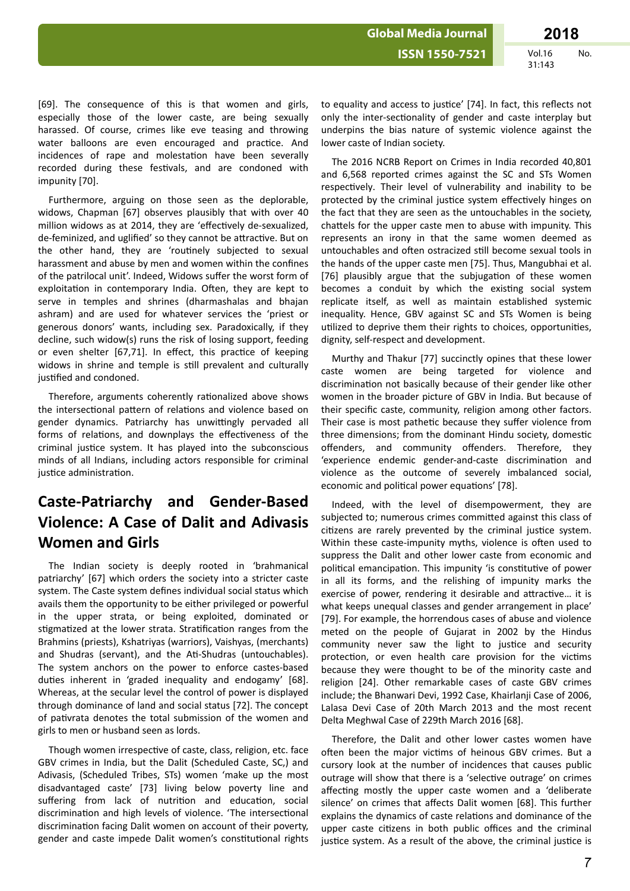[69]. The consequence of this is that women and girls, especially those of the lower caste, are being sexually harassed. Of course, crimes like eve teasing and throwing water balloons are even encouraged and practice. And incidences of rape and molestation have been severally recorded during these festivals, and are condoned with impunity [70].

Furthermore, arguing on those seen as the deplorable, widows, Chapman [67] observes plausibly that with over 40 million widows as at 2014, they are 'effectively de-sexualized, de-feminized, and uglified' so they cannot be attractive. But on the other hand, they are 'routinely subjected to sexual harassment and abuse by men and women within the confines of the patrilocal unit'. Indeed, Widows suffer the worst form of exploitation in contemporary India. Often, they are kept to serve in temples and shrines (dharmashalas and bhajan ashram) and are used for whatever services the 'priest or generous donors' wants, including sex. Paradoxically, if they decline, such widow(s) runs the risk of losing support, feeding or even shelter [67,71]. In effect, this practice of keeping widows in shrine and temple is still prevalent and culturally justified and condoned.

Therefore, arguments coherently rationalized above shows the intersectional pattern of relations and violence based on gender dynamics. Patriarchy has unwittingly pervaded all forms of relations, and downplays the effectiveness of the criminal justice system. It has played into the subconscious minds of all Indians, including actors responsible for criminal justice administration.

## Caste-Patriarchy and Gender-Based Violence: A Case of Dalit and Adivasis Women and Girls

The Indian society is deeply rooted in 'brahmanical patriarchy' [67] which orders the society into a stricter caste system. The Caste system defines individual social status which avails them the opportunity to be either privileged or powerful in the upper strata, or being exploited, dominated or stigmatized at the lower strata. Stratification ranges from the Brahmins (priests), Kshatriyas (warriors), Vaishyas, (merchants) and Shudras (servant), and the Ati-Shudras (untouchables). The system anchors on the power to enforce castes-based duties inherent in 'graded inequality and endogamy' [68]. Whereas, at the secular level the control of power is displayed through dominance of land and social status [72]. The concept of pativrata denotes the total submission of the women and girls to men or husband seen as lords.

Though women irrespective of caste, class, religion, etc. face GBV crimes in India, but the Dalit (Scheduled Caste, SC,) and Adivasis, (Scheduled Tribes, STs) women 'make up the most disadvantaged caste' [73] living below poverty line and suffering from lack of nutrition and education, social discrimination and high levels of violence. 'The intersectional discrimination facing Dalit women on account of their poverty, gender and caste impede Dalit women's constitutional rights to equality and access to justice' [74]. In fact, this reflects not only the inter-sectionality of gender and caste interplay but underpins the bias nature of systemic violence against the lower caste of Indian society.

The 2016 NCRB Report on Crimes in India recorded 40,801 and 6,568 reported crimes against the SC and STs Women respectively. Their level of vulnerability and inability to be protected by the criminal justice system effectively hinges on the fact that they are seen as the untouchables in the society, chattels for the upper caste men to abuse with impunity. This represents an irony in that the same women deemed as untouchables and often ostracized still become sexual tools in the hands of the upper caste men [75]. Thus, Mangubhai et al. [76] plausibly argue that the subjugation of these women becomes a conduit by which the existing social system replicate itself, as well as maintain established systemic inequality. Hence, GBV against SC and STs Women is being utilized to deprive them their rights to choices, opportunities, dignity, self-respect and development.

Murthy and Thakur [77] succinctly opines that these lower caste women are being targeted for violence and discrimination not basically because of their gender like other women in the broader picture of GBV in India. But because of their specific caste, community, religion among other factors. Their case is most pathetic because they suffer violence from three dimensions; from the dominant Hindu society, domestic offenders, and community offenders. Therefore, they 'experience endemic gender-and-caste discrimination and violence as the outcome of severely imbalanced social, economic and political power equations' [78].

Indeed, with the level of disempowerment, they are subjected to; numerous crimes committed against this class of citizens are rarely prevented by the criminal justice system. Within these caste-impunity myths, violence is often used to suppress the Dalit and other lower caste from economic and political emancipation. This impunity 'is constitutive of power in all its forms, and the relishing of impunity marks the exercise of power, rendering it desirable and attractive… it is what keeps unequal classes and gender arrangement in place' [79]. For example, the horrendous cases of abuse and violence meted on the people of Gujarat in 2002 by the Hindus community never saw the light to justice and security protection, or even health care provision for the victims because they were thought to be of the minority caste and religion [24]. Other remarkable cases of caste GBV crimes include; the Bhanwari Devi, 1992 Case, Khairlanji Case of 2006, Lalasa Devi Case of 20th March 2013 and the most recent Delta Meghwal Case of 229th March 2016 [68].

Therefore, the Dalit and other lower castes women have often been the major victims of heinous GBV crimes. But a cursory look at the number of incidences that causes public outrage will show that there is a 'selective outrage' on crimes affecting mostly the upper caste women and a 'deliberate silence' on crimes that affects Dalit women [68]. This further explains the dynamics of caste relations and dominance of the upper caste citizens in both public offices and the criminal justice system. As a result of the above, the criminal justice is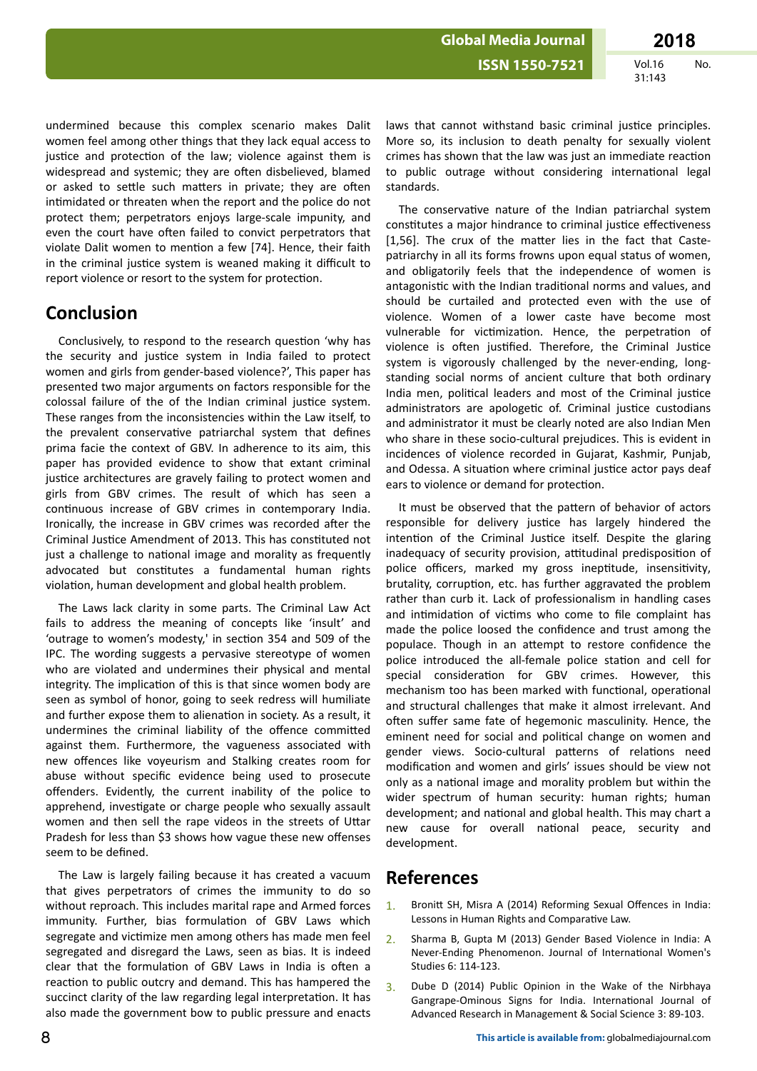undermined because this complex scenario makes Dalit women feel among other things that they lack equal access to justice and protection of the law; violence against them is widespread and systemic; they are often disbelieved, blamed or asked to settle such matters in private; they are often intimidated or threaten when the report and the police do not protect them; perpetrators enjoys large-scale impunity, and even the court have often failed to convict perpetrators that violate Dalit women to mention a few [74]. Hence, their faith in the criminal justice system is weaned making it difficult to report violence or resort to the system for protection.

## Conclusion

Conclusively, to respond to the research question 'why has the security and justice system in India failed to protect women and girls from gender-based violence?', This paper has presented two major arguments on factors responsible for the colossal failure of the of the Indian criminal justice system. These ranges from the inconsistencies within the Law itself, to the prevalent conservative patriarchal system that defines prima facie the context of GBV. In adherence to its aim, this paper has provided evidence to show that extant criminal justice architectures are gravely failing to protect women and girls from GBV crimes. The result of which has seen a continuous increase of GBV crimes in contemporary India. Ironically, the increase in GBV crimes was recorded after the Criminal Justice Amendment of 2013. This has constituted not just a challenge to national image and morality as frequently advocated but constitutes a fundamental human rights violation, human development and global health problem.

The Laws lack clarity in some parts. The Criminal Law Act fails to address the meaning of concepts like 'insult' and 'outrage to women's modesty,' in section 354 and 509 of the IPC. The wording suggests a pervasive stereotype of women who are violated and undermines their physical and mental integrity. The implication of this is that since women body are seen as symbol of honor, going to seek redress will humiliate and further expose them to alienation in society. As a result, it undermines the criminal liability of the offence committed against them. Furthermore, the vagueness associated with new offences like voyeurism and Stalking creates room for abuse without specific evidence being used to prosecute offenders. Evidently, the current inability of the police to apprehend, investigate or charge people who sexually assault women and then sell the rape videos in the streets of Uttar Pradesh for less than $3 shows how vague these new offenses seem to be defined.

The Law is largely failing because it has created a vacuum that gives perpetrators of crimes the immunity to do so without reproach. This includes marital rape and Armed forces immunity. Further, bias formulation of GBV Laws which segregate and victimize men among others has made men feel segregated and disregard the Laws, seen as bias. It is indeed clear that the formulation of GBV Laws in India is often a reaction to public outcry and demand. This has hampered the succinct clarity of the law regarding legal interpretation. It has also made the government bow to public pressure and enacts laws that cannot withstand basic criminal justice principles. More so, its inclusion to death penalty for sexually violent crimes has shown that the law was just an immediate reaction to public outrage without considering international legal standards.

The conservative nature of the Indian patriarchal system constitutes a major hindrance to criminal justice effectiveness [1,56]. The crux of the matter lies in the fact that Caste-patriarchy in all its forms frowns upon equal status of women, and obligatorily feels that the independence of women is antagonistic with the Indian traditional norms and values, and should be curtailed and protected even with the use of violence. Women of a lower caste have become most vulnerable for victimization. Hence, the perpetration of violence is often justified. Therefore, the Criminal Justice system is vigorously challenged by the never-ending, long-standing social norms of ancient culture that both ordinary India men, political leaders and most of the Criminal justice administrators are apologetic of. Criminal justice custodians and administrator it must be clearly noted are also Indian Men who share in these socio-cultural prejudices. This is evident in incidences of violence recorded in Gujarat, Kashmir, Punjab, and Odessa. A situation where criminal justice actor pays deaf ears to violence or demand for protection.

It must be observed that the pattern of behavior of actors responsible for delivery justice has largely hindered the intention of the Criminal Justice itself. Despite the glaring inadequacy of security provision, attitudinal predisposition of police officers, marked my gross ineptitude, insensitivity, brutality, corruption, etc. has further aggravated the problem rather than curb it. Lack of professionalism in handling cases and intimidation of victims who come to file complaint has made the police loosed the confidence and trust among the populace. Though in an attempt to restore confidence the police introduced the all-female police station and cell for special consideration for GBV crimes. However, this mechanism too has been marked with functional, operational and structural challenges that make it almost irrelevant. And often suffer same fate of hegemonic masculinity. Hence, the eminent need for social and political change on women and gender views. Socio-cultural patterns of relations need modification and women and girls' issues should be view not only as a national image and morality problem but within the wider spectrum of human security: human rights; human development; and national and global health. This may chart a new cause for overall national peace, security and development.

## References

1. Bronitt SH, Misra A (2014) Reforming Sexual Offences in India: Lessons in Human Rights and Comparative Law.
2. Sharma B, Gupta M (2013) Gender Based Violence in India: A Never-Ending Phenomenon. Journal of International Women's Studies 6: 114-123.
3. Dube D (2014) Public Opinion in the Wake of the Nirbhaya Gangrape-Ominous Signs for India. International Journal of Advanced Research in Management & Social Science 3: 89-103.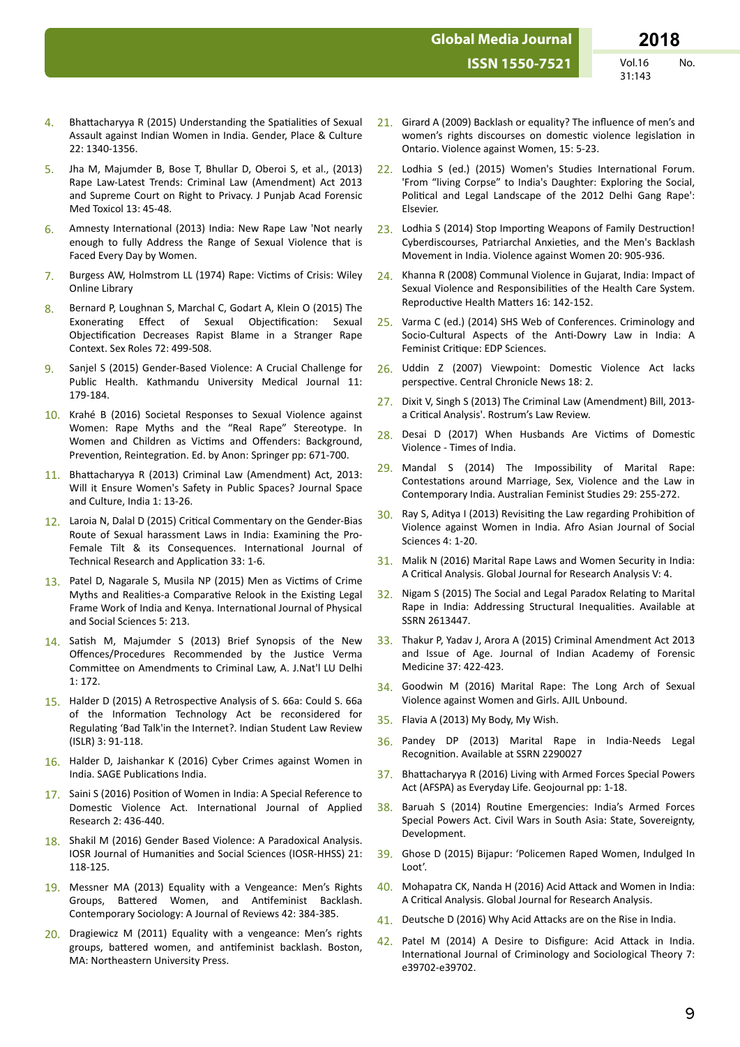4. Bhattacharyya R (2015) Understanding the Spatialities of Sexual Assault against Indian Women in India. Gender, Place & Culture 22: 1340-1356.
5. Jha M, Majumder B, Bose T, Bhullar D, Oberoi S, et al., (2013) Rape Law-Latest Trends: Criminal Law (Amendment) Act 2013 and Supreme Court on Right to Privacy. J Punjab Acad Forensic Med Toxicol 13: 45-48.
6. Amnesty International (2013) India: New Rape Law 'Not nearly enough to fully Address the Range of Sexual Violence that is Faced Every Day by Women.
7. Burgess AW, Holmstrom LL (1974) Rape: Victims of Crisis: Wiley Online Library
8. Bernard P, Loughnan S, Marchal C, Godart A, Klein O (2015) The Exonerating Effect of Sexual Objectification: Sexual Objectification Decreases Rapist Blame in a Stranger Rape Context. Sex Roles 72: 499-508.
9. Sanjel S (2015) Gender-Based Violence: A Crucial Challenge for Public Health. Kathmandu University Medical Journal 11: 179-184.
10. Krahé B (2016) Societal Responses to Sexual Violence against Women: Rape Myths and the "Real Rape" Stereotype. In Women and Children as Victims and Offenders: Background, Prevention, Reintegration. Ed. by Anon: Springer pp: 671-700.
11. Bhattacharyya R (2013) Criminal Law (Amendment) Act, 2013: Will it Ensure Women's Safety in Public Spaces? Journal Space and Culture, India 1: 13-26.
12. Laroia N, Dalal D (2015) Critical Commentary on the Gender-Bias Route of Sexual harassment Laws in India: Examining the Pro-Female Tilt & its Consequences. International Journal of Technical Research and Application 33: 1-6.
13. Patel D, Nagarale S, Musila NP (2015) Men as Victims of Crime Myths and Realities-a Comparative Relook in the Existing Legal Frame Work of India and Kenya. International Journal of Physical and Social Sciences 5: 213.
14. Satish M, Majumder S (2013) Brief Synopsis of the New Offences/Procedures Recommended by the Justice Verma Committee on Amendments to Criminal Law, A. J.Nat'l LU Delhi 1: 172.
15. Halder D (2015) A Retrospective Analysis of S. 66a: Could S. 66a of the Information Technology Act be reconsidered for Regulating 'Bad Talk'in the Internet?. Indian Student Law Review (ISLR) 3: 91-118.
16. Halder D, Jaishankar K (2016) Cyber Crimes against Women in India. SAGE Publications India.
17. Saini S (2016) Position of Women in India: A Special Reference to Domestic Violence Act. International Journal of Applied Research 2: 436-440.
18. Shakil M (2016) Gender Based Violence: A Paradoxical Analysis. IOSR Journal of Humanities and Social Sciences (IOSR-HHSS) 21: 118-125.
19. Messner MA (2013) Equality with a Vengeance: Men's Rights Groups, Battered Women, and Antifeminist Backlash. Contemporary Sociology: A Journal of Reviews 42: 384-385.
20. Dragiewicz M (2011) Equality with a vengeance: Men's rights groups, battered women, and antifeminist backlash. Boston, MA: Northeastern University Press.
21. Girard A (2009) Backlash or equality? The influence of men's and women's rights discourses on domestic violence legislation in Ontario. Violence against Women, 15: 5-23.
22. Lodhia S (ed.) (2015) Women's Studies International Forum. 'From "living Corpse" to India's Daughter: Exploring the Social, Political and Legal Landscape of the 2012 Delhi Gang Rape': Elsevier.
23. Lodhia S (2014) Stop Importing Weapons of Family Destruction! Cyberdiscourses, Patriarchal Anxieties, and the Men's Backlash Movement in India. Violence against Women 20: 905-936.
24. Khanna R (2008) Communal Violence in Gujarat, India: Impact of Sexual Violence and Responsibilities of the Health Care System. Reproductive Health Matters 16: 142-152.
25. Varma C (ed.) (2014) SHS Web of Conferences. Criminology and Socio-Cultural Aspects of the Anti-Dowry Law in India: A Feminist Critique: EDP Sciences.
26. Uddin Z (2007) Viewpoint: Domestic Violence Act lacks perspective. Central Chronicle News 18: 2.
27. Dixit V, Singh S (2013) The Criminal Law (Amendment) Bill, 2013-a Critical Analysis'. Rostrum's Law Review.
28. Desai D (2017) When Husbands Are Victims of Domestic Violence - Times of India.
29. Mandal S (2014) The Impossibility of Marital Rape: Contestations around Marriage, Sex, Violence and the Law in Contemporary India. Australian Feminist Studies 29: 255-272.
30. Ray S, Aditya I (2013) Revisiting the Law regarding Prohibition of Violence against Women in India. Afro Asian Journal of Social Sciences 4: 1-20.
31. Malik N (2016) Marital Rape Laws and Women Security in India: A Critical Analysis. Global Journal for Research Analysis V: 4.
32. Nigam S (2015) The Social and Legal Paradox Relating to Marital Rape in India: Addressing Structural Inequalities. Available at SSRN 2613447.
33. Thakur P, Yadav J, Arora A (2015) Criminal Amendment Act 2013 and Issue of Age. Journal of Indian Academy of Forensic Medicine 37: 422-423.
34. Goodwin M (2016) Marital Rape: The Long Arch of Sexual Violence against Women and Girls. AJIL Unbound.
35. Flavia A (2013) My Body, My Wish.
36. Pandey DP (2013) Marital Rape in India-Needs Legal Recognition. Available at SSRN 2290027
37. Bhattacharyya R (2016) Living with Armed Forces Special Powers Act (AFSPA) as Everyday Life. Geojournal pp: 1-18.
38. Baruah S (2014) Routine Emergencies: India's Armed Forces Special Powers Act. Civil Wars in South Asia: State, Sovereignty, Development.
39. Ghose D (2015) Bijapur: 'Policemen Raped Women, Indulged In Loot'.
40. Mohapatra CK, Nanda H (2016) Acid Attack and Women in India: A Critical Analysis. Global Journal for Research Analysis.
41. Deutsche D (2016) Why Acid Attacks are on the Rise in India.
42. Patel M (2014) A Desire to Disfigure: Acid Attack in India. International Journal of Criminology and Sociological Theory 7: e39702-e39702.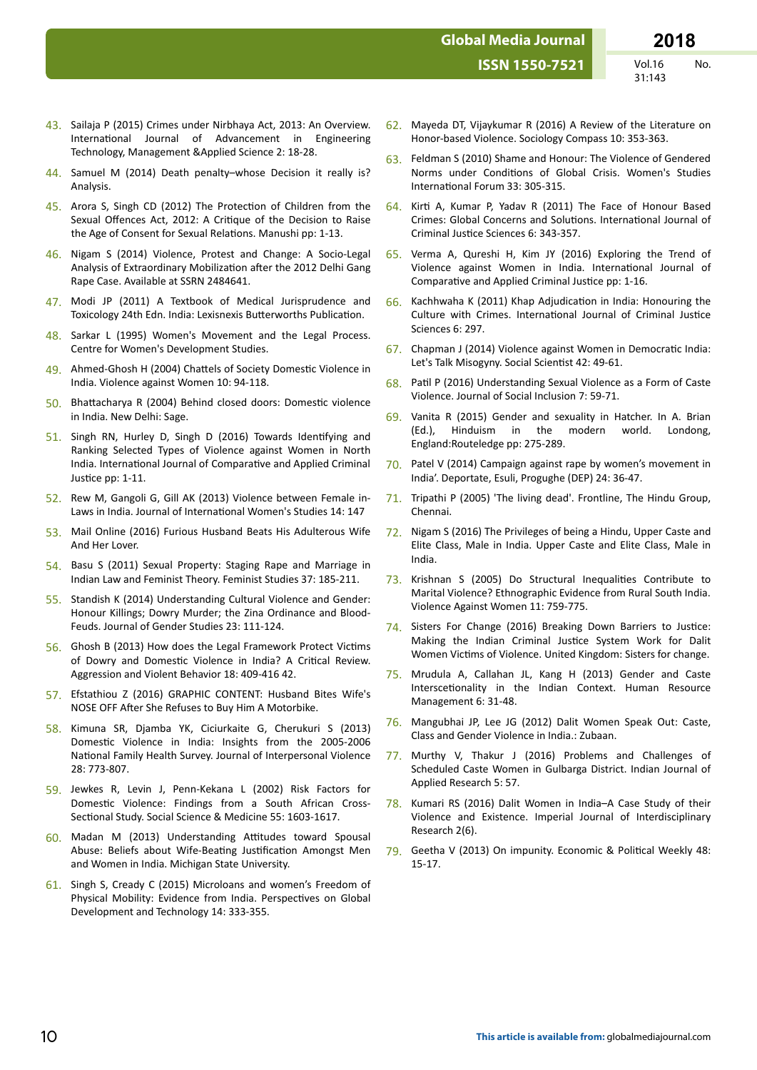43. Sailaja P (2015) Crimes under Nirbhaya Act, 2013: An Overview. International Journal of Advancement in Engineering Technology, Management &Applied Science 2: 18-28.
44. Samuel M (2014) Death penalty–whose Decision it really is? Analysis.
45. Arora S, Singh CD (2012) The Protection of Children from the Sexual Offences Act, 2012: A Critique of the Decision to Raise the Age of Consent for Sexual Relations. Manushi pp: 1-13.
46. Nigam S (2014) Violence, Protest and Change: A Socio-Legal Analysis of Extraordinary Mobilization after the 2012 Delhi Gang Rape Case. Available at SSRN 2484641.
47. Modi JP (2011) A Textbook of Medical Jurisprudence and Toxicology 24th Edn. India: Lexisnexis Butterworths Publication.
48. Sarkar L (1995) Women's Movement and the Legal Process. Centre for Women's Development Studies.
49. Ahmed-Ghosh H (2004) Chattels of Society Domestic Violence in India. Violence against Women 10: 94-118.
50. Bhattacharya R (2004) Behind closed doors: Domestic violence in India. New Delhi: Sage.
51. Singh RN, Hurley D, Singh D (2016) Towards Identifying and Ranking Selected Types of Violence against Women in North India. International Journal of Comparative and Applied Criminal Justice pp: 1-11.
52. Rew M, Gangoli G, Gill AK (2013) Violence between Female in-Laws in India. Journal of International Women's Studies 14: 147
53. Mail Online (2016) Furious Husband Beats His Adulterous Wife And Her Lover.
54. Basu S (2011) Sexual Property: Staging Rape and Marriage in Indian Law and Feminist Theory. Feminist Studies 37: 185-211.
55. Standish K (2014) Understanding Cultural Violence and Gender: Honour Killings; Dowry Murder; the Zina Ordinance and Blood-Feuds. Journal of Gender Studies 23: 111-124.
56. Ghosh B (2013) How does the Legal Framework Protect Victims of Dowry and Domestic Violence in India? A Critical Review. Aggression and Violent Behavior 18: 409-416 42.
57. Efstathiou Z (2016) GRAPHIC CONTENT: Husband Bites Wife's NOSE OFF After She Refuses to Buy Him A Motorbike.
58. Kimuna SR, Djamba YK, Ciciurkaite G, Cherukuri S (2013) Domestic Violence in India: Insights from the 2005-2006 National Family Health Survey. Journal of Interpersonal Violence 28: 773-807.
59. Jewkes R, Levin J, Penn-Kekana L (2002) Risk Factors for Domestic Violence: Findings from a South African Cross-Sectional Study. Social Science & Medicine 55: 1603-1617.
60. Madan M (2013) Understanding Attitudes toward Spousal Abuse: Beliefs about Wife-Beating Justification Amongst Men and Women in India. Michigan State University.
61. Singh S, Cready C (2015) Microloans and women's Freedom of Physical Mobility: Evidence from India. Perspectives on Global Development and Technology 14: 333-355.
62. Mayeda DT, Vijaykumar R (2016) A Review of the Literature on Honor-based Violence. Sociology Compass 10: 353-363.
63. Feldman S (2010) Shame and Honour: The Violence of Gendered Norms under Conditions of Global Crisis. Women's Studies International Forum 33: 305-315.
64. Kirti A, Kumar P, Yadav R (2011) The Face of Honour Based Crimes: Global Concerns and Solutions. International Journal of Criminal Justice Sciences 6: 343-357.
65. Verma A, Qureshi H, Kim JY (2016) Exploring the Trend of Violence against Women in India. International Journal of Comparative and Applied Criminal Justice pp: 1-16.
66. Kachhwaha K (2011) Khap Adjudication in India: Honouring the Culture with Crimes. International Journal of Criminal Justice Sciences 6: 297.
67. Chapman J (2014) Violence against Women in Democratic India: Let's Talk Misogyny. Social Scientist 42: 49-61.
68. Patil P (2016) Understanding Sexual Violence as a Form of Caste Violence. Journal of Social Inclusion 7: 59-71.
69. Vanita R (2015) Gender and sexuality in Hatcher. In A. Brian (Ed.), Hinduism in the modern world. Londong, England:Routeledge pp: 275-289.
70. Patel V (2014) Campaign against rape by women's movement in India'. Deportate, Esuli, Progughe (DEP) 24: 36-47.
71. Tripathi P (2005) 'The living dead'. Frontline, The Hindu Group, Chennai.
72. Nigam S (2016) The Privileges of being a Hindu, Upper Caste and Elite Class, Male in India. Upper Caste and Elite Class, Male in India.
73. Krishnan S (2005) Do Structural Inequalities Contribute to Marital Violence? Ethnographic Evidence from Rural South India. Violence Against Women 11: 759-775.
74. Sisters For Change (2016) Breaking Down Barriers to Justice: Making the Indian Criminal Justice System Work for Dalit Women Victims of Violence. United Kingdom: Sisters for change.
75. Mrudula A, Callahan JL, Kang H (2013) Gender and Caste Interscetionality in the Indian Context. Human Resource Management 6: 31-48.
76. Mangubhai JP, Lee JG (2012) Dalit Women Speak Out: Caste, Class and Gender Violence in India.: Zubaan.
77. Murthy V, Thakur J (2016) Problems and Challenges of Scheduled Caste Women in Gulbarga District. Indian Journal of Applied Research 5: 57.
78. Kumari RS (2016) Dalit Women in India–A Case Study of their Violence and Existence. Imperial Journal of Interdisciplinary Research 2(6).
79. Geetha V (2013) On impunity. Economic & Political Weekly 48: 15-17.